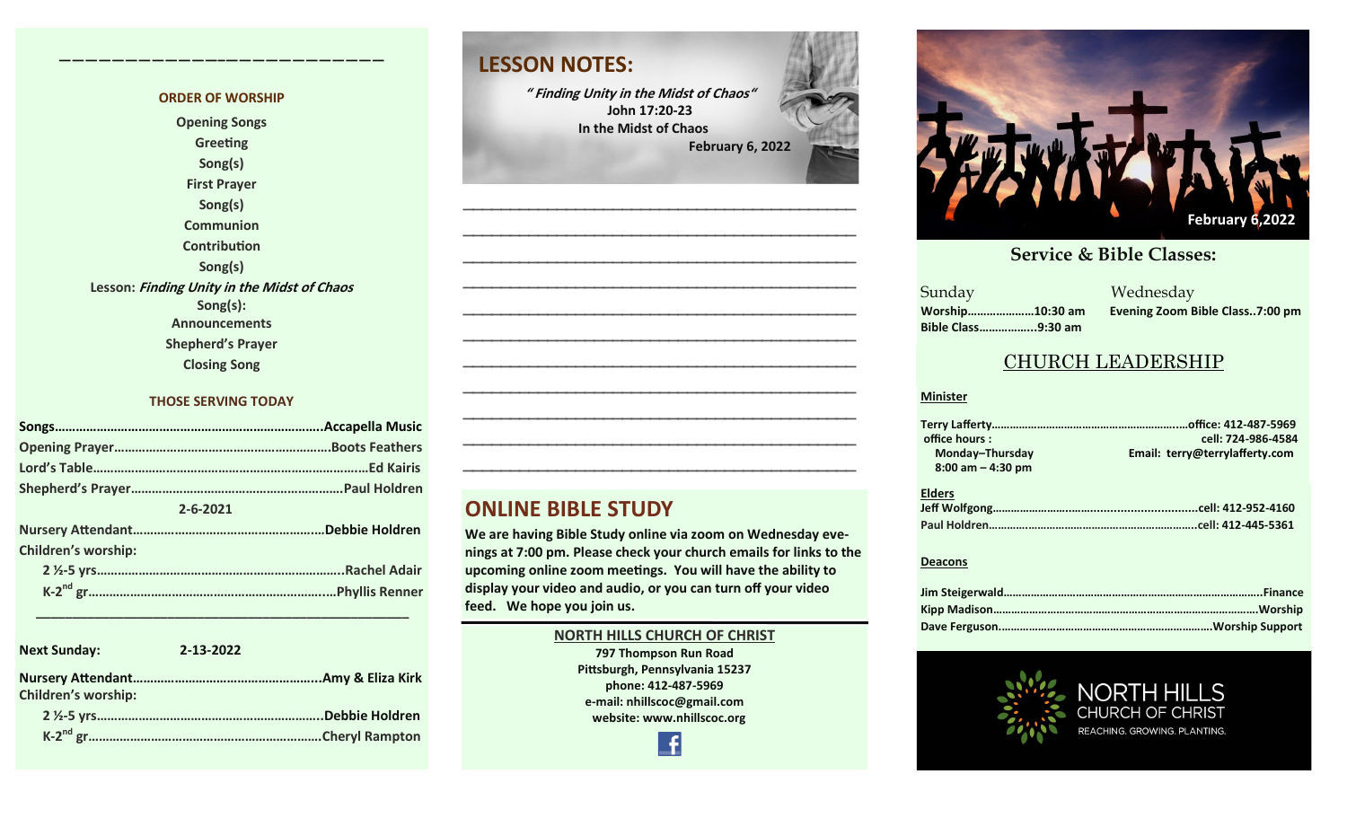## ORDER OF WORSHIP

Opening Songs
Greeting
Song(s)
First Prayer
Song(s)
Communion
Contribution
Song(s)
Lesson: *Finding Unity in the Midst of Chaos*
Song(s):
Announcements
Shepherd's Prayer
Closing Song

## THOSE SERVING TODAY

Songs……………………………………………………………….Accapella Music
Opening Prayer……………………………………………….Boots Feathers
Lord's Table……………………………………………………………….Ed Kairis
Shepherd's Prayer…………………………………………….Paul Holdren

2-6-2021

Nursery Attendant……………………………………………Debbie Holdren
Children's worship:
2 ½-5 yrs…………………………………………………………..Rachel Adair
K-2nd gr……………………………………………………………..Phyllis Renner

---

**Next Sunday:** 2-13-2022

Nursery Attendant…………………………………………..Amy & Eliza Kirk
Children's worship:
2 ½-5 yrs……………………………………………………….Debbie Holdren
K-2nd gr………………………………………………………….Cheryl Rampton

## LESSON NOTES:

***" Finding Unity in the Midst of Chaos"***
**John 17:20-23**
**In the Midst of Chaos**
**February 6, 2022**

_______________________________________________
_______________________________________________
_______________________________________________
_______________________________________________
_______________________________________________
_______________________________________________
_______________________________________________
_______________________________________________
_______________________________________________
_______________________________________________
_______________________________________________

## ONLINE BIBLE STUDY

**We are having Bible Study online via zoom on Wednesday evenings at 7:00 pm. Please check your church emails for links to the upcoming online zoom meetings. You will have the ability to display your video and audio, or you can turn off your video feed. We hope you join us.**

**NORTH HILLS CHURCH OF CHRIST**
**797 Thompson Run Road**
**Pittsburgh, Pennsylvania 15237**
**phone: 412-487-5969**
**e-mail: nhillscoc@gmail.com**
**website: www.nhillscoc.org**

**February 6,2022**

## Service & Bible Classes:

Sunday
**Worship…………………10:30 am**
**Bible Class……………..9:30 am**

Wednesday
**Evening Zoom Bible Class..7:00 pm**

## CHURCH LEADERSHIP

**Minister**

Terry Lafferty……………………………………………………office: 412-487-5969
office hours : cell: 724-986-4584
Monday–Thursday
8:00 am – 4:30 pm
Email: terry@terrylafferty.com

**Elders**

Jeff Wolfgong……………………………………………………cell: 412-952-4160
Paul Holdren……………………………………………………..cell: 412-445-5361

**Deacons**

Jim Steigerwald……………………………………………………………………Finance
Kipp Madison………………………………………………………………………Worship
Dave Ferguson…………………………………………………………Worship Support

NORTH HILLS
CHURCH OF CHRIST
REACHING. GROWING. PLANTING.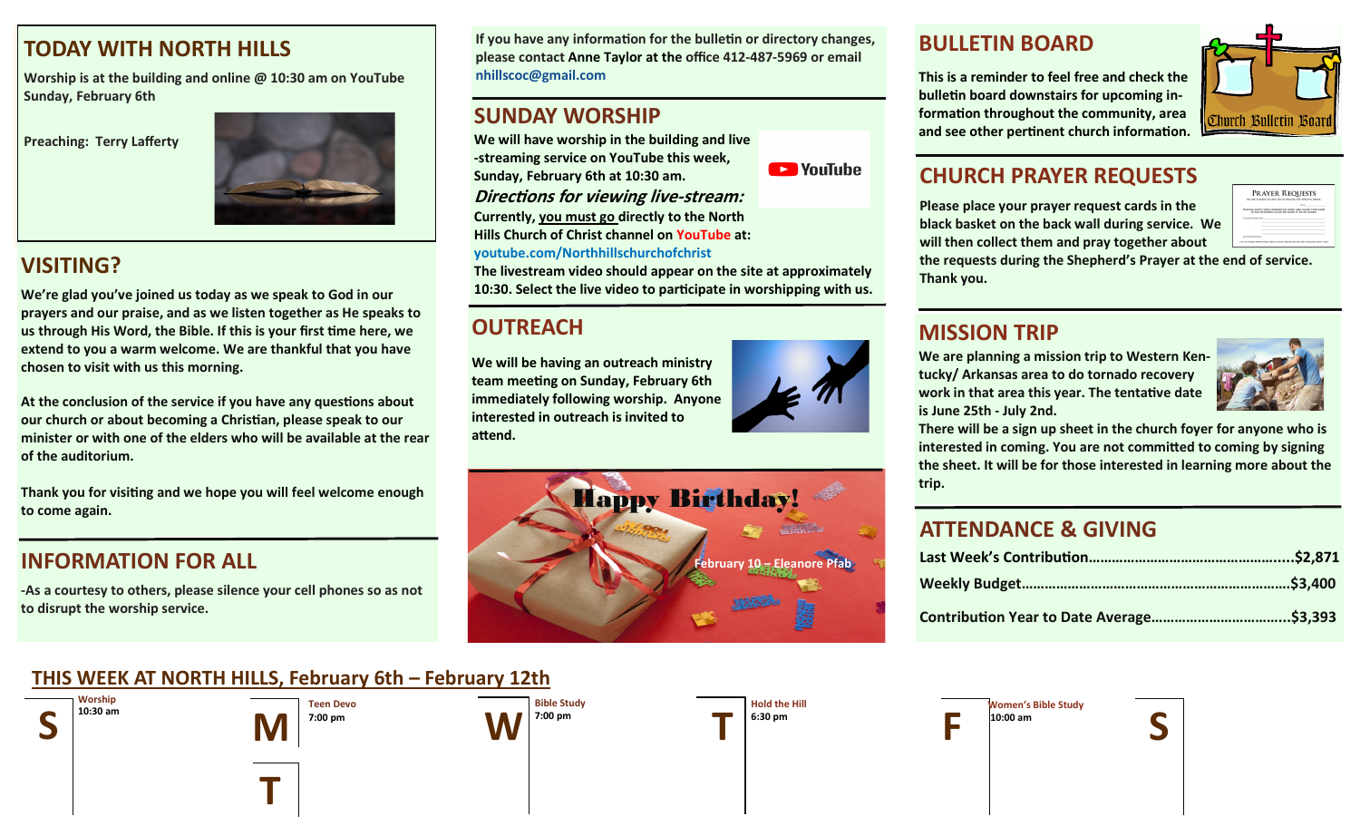## TODAY WITH NORTH HILLS

**Worship is at the building and online @ 10:30 am on YouTube Sunday, February 6th**

**Preaching: Terry Lafferty**

## VISITING?

**We're glad you've joined us today as we speak to God in our prayers and our praise, and as we listen together as He speaks to us through His Word, the Bible. If this is your first time here, we extend to you a warm welcome. We are thankful that you have chosen to visit with us this morning.**

**At the conclusion of the service if you have any questions about our church or about becoming a Christian, please speak to our minister or with one of the elders who will be available at the rear of the auditorium.**

**Thank you for visiting and we hope you will feel welcome enough to come again.**

## INFORMATION FOR ALL

**-As a courtesy to others, please silence your cell phones so as not to disrupt the worship service.**

**If you have any information for the bulletin or directory changes, please contact Anne Taylor at the office 412-487-5969 or email nhillscoc@gmail.com**

## SUNDAY WORSHIP

**We will have worship in the building and live-streaming service on YouTube this week, Sunday, February 6th at 10:30 am.**

***Directions for viewing live-stream:***

**Currently, you must go directly to the North Hills Church of Christ channel on YouTube at:**
**youtube.com/Northhillschurchofchrist**

**The livestream video should appear on the site at approximately 10:30. Select the live video to participate in worshipping with us.**

## OUTREACH

**We will be having an outreach ministry team meeting on Sunday, February 6th immediately following worship. Anyone interested in outreach is invited to attend.**

**Happy Birthday!**

**February 10 – Eleanore Pfab**

## BULLETIN BOARD

**This is a reminder to feel free and check the bulletin board downstairs for upcoming information throughout the community, area and see other pertinent church information.**

## CHURCH PRAYER REQUESTS

**Please place your prayer request cards in the black basket on the back wall during service. We will then collect them and pray together about the requests during the Shepherd's Prayer at the end of service. Thank you.**

## MISSION TRIP

**We are planning a mission trip to Western Kentucky/ Arkansas area to do tornado recovery work in that area this year. The tentative date is June 25th - July 2nd.**
**There will be a sign up sheet in the church foyer for anyone who is interested in coming. You are not committed to coming by signing the sheet. It will be for those interested in learning more about the trip.**

## ATTENDANCE & GIVING

**Last Week's Contribution……………………………………………..$2,871**

**Weekly Budget…………………………………………………………..$3,400**

**Contribution Year to Date Average……………………………..$3,393**

## THIS WEEK AT NORTH HILLS, February 6th – February 12th

**S** — Worship 10:30 am

**M** — Teen Devo 7:00 pm

**T**

**W** — Bible Study 7:00 pm

**T** — Hold the Hill 6:30 pm

**F** — Women's Bible Study 10:00 am

**S**